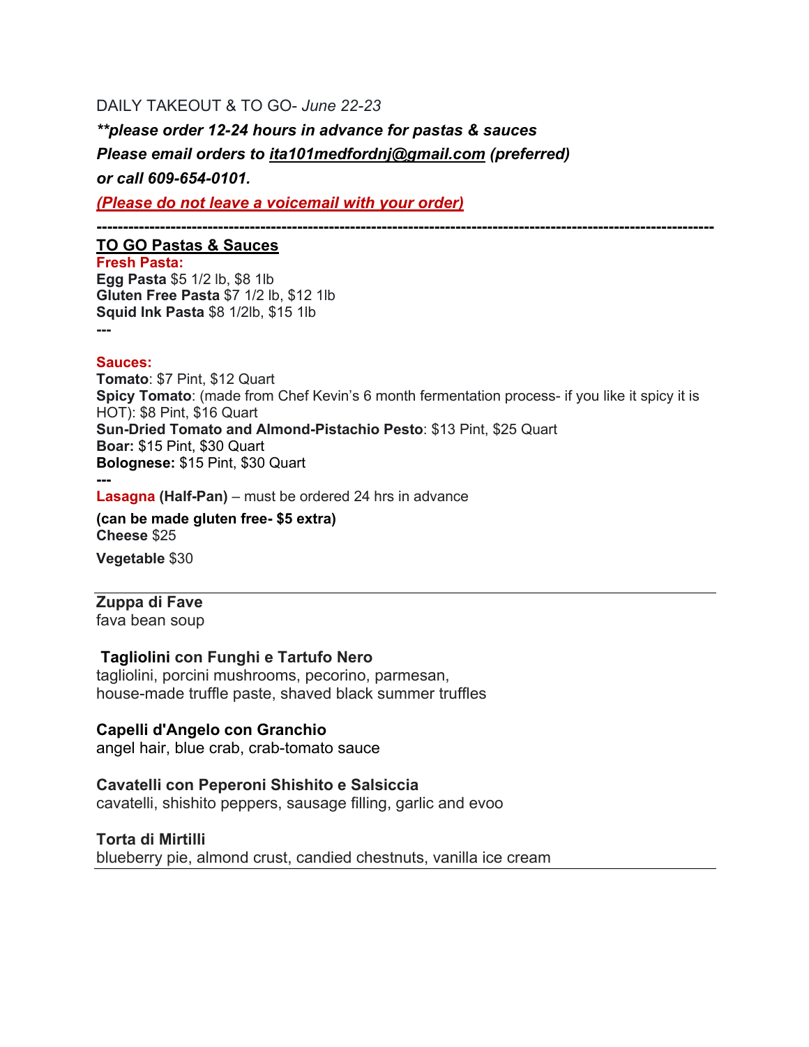DAILY TAKEOUT & TO GO- *June 22-23*

***\*\*please order 12-24 hours in advance for pastas & sauces***

***Please email orders to ita101medfordnj@gmail.com (preferred)***

***or call 609-654-0101.***

***(Please do not leave a voicemail with your order)***

---

## TO GO Pastas & Sauces

**Fresh Pasta:**

**Egg Pasta** $5 1/2 lb, $8 1lb
**Gluten Free Pasta** $7 1/2 lb, $12 1lb
**Squid Ink Pasta** $8 1/2lb, $15 1lb

---

**Sauces:**

**Tomato**: $7 Pint, $12 Quart
**Spicy Tomato**: (made from Chef Kevin's 6 month fermentation process- if you like it spicy it is HOT): $8 Pint, $16 Quart
**Sun-Dried Tomato and Almond-Pistachio Pesto**: $13 Pint, $25 Quart
**Boar:** $15 Pint, $30 Quart
**Bolognese:** $15 Pint, $30 Quart

---

**Lasagna (Half-Pan)** – must be ordered 24 hrs in advance

**(can be made gluten free- $5 extra)**
**Cheese** $25

**Vegetable** $30

---

**Zuppa di Fave**
fava bean soup

**Tagliolini con Funghi e Tartufo Nero**
tagliolini, porcini mushrooms, pecorino, parmesan,
house-made truffle paste, shaved black summer truffles

**Capelli d'Angelo con Granchio**
angel hair, blue crab, crab-tomato sauce

**Cavatelli con Peperoni Shishito e Salsiccia**
cavatelli, shishito peppers, sausage filling, garlic and evoo

**Torta di Mirtilli**
blueberry pie, almond crust, candied chestnuts, vanilla ice cream

---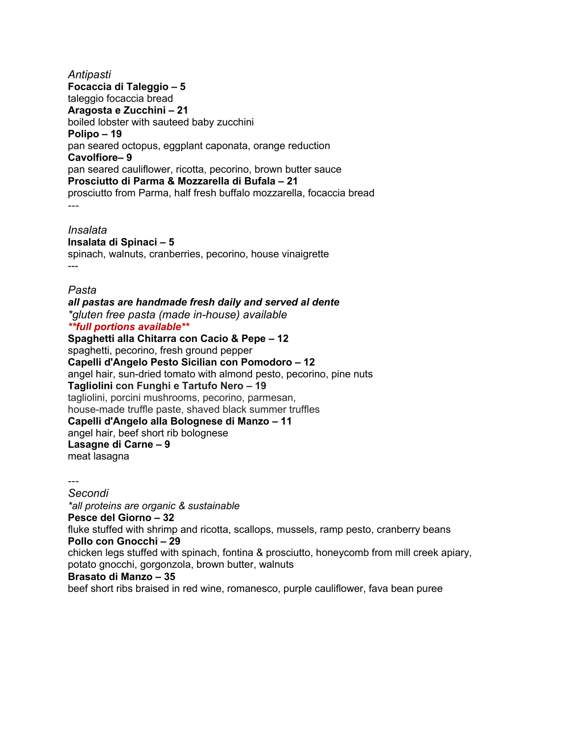*Antipasti*

**Focaccia di Taleggio – 5**
taleggio focaccia bread

**Aragosta e Zucchini – 21**
boiled lobster with sauteed baby zucchini

**Polipo – 19**
pan seared octopus, eggplant caponata, orange reduction

**Cavolfiore– 9**
pan seared cauliflower, ricotta, pecorino, brown butter sauce

**Prosciutto di Parma & Mozzarella di Bufala – 21**
prosciutto from Parma, half fresh buffalo mozzarella, focaccia bread

---

*Insalata*

**Insalata di Spinaci – 5**
spinach, walnuts, cranberries, pecorino, house vinaigrette

---

*Pasta*

***all pastas are handmade fresh daily and served al dente***

*\*gluten free pasta (made in-house) available*

***\*\*full portions available\*\****

**Spaghetti alla Chitarra con Cacio & Pepe – 12**
spaghetti, pecorino, fresh ground pepper

**Capelli d'Angelo Pesto Sicilian con Pomodoro – 12**
angel hair, sun-dried tomato with almond pesto, pecorino, pine nuts

**Tagliolini con Funghi e Tartufo Nero – 19**
tagliolini, porcini mushrooms, pecorino, parmesan,
house-made truffle paste, shaved black summer truffles

**Capelli d'Angelo alla Bolognese di Manzo – 11**
angel hair, beef short rib bolognese

**Lasagne di Carne – 9**
meat lasagna

---

*Secondi*

*\*all proteins are organic & sustainable*

**Pesce del Giorno – 32**
fluke stuffed with shrimp and ricotta, scallops, mussels, ramp pesto, cranberry beans

**Pollo con Gnocchi – 29**
chicken legs stuffed with spinach, fontina & prosciutto, honeycomb from mill creek apiary, potato gnocchi, gorgonzola, brown butter, walnuts

**Brasato di Manzo – 35**
beef short ribs braised in red wine, romanesco, purple cauliflower, fava bean puree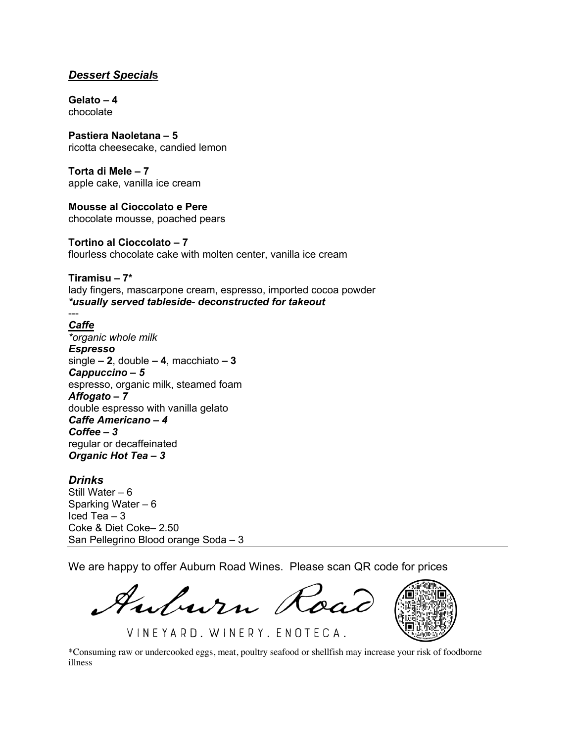***Dessert Specials***

**Gelato – 4**
chocolate

**Pastiera Naoletana – 5**
ricotta cheesecake, candied lemon

**Torta di Mele – 7**
apple cake, vanilla ice cream

**Mousse al Cioccolato e Pere**
chocolate mousse, poached pears

**Tortino al Cioccolato – 7**
flourless chocolate cake with molten center, vanilla ice cream

**Tiramisu – 7***
lady fingers, mascarpone cream, espresso, imported cocoa powder
***usually served tableside- deconstructed for takeout***

---

***Caffe***
**organic whole milk*
***Espresso***
single **– 2**, double **– 4**, macchiato **– 3**
***Cappuccino – 5***
espresso, organic milk, steamed foam
***Affogato – 7***
double espresso with vanilla gelato
***Caffe Americano – 4***
***Coffee – 3***
regular or decaffeinated
***Organic Hot Tea – 3***

### *Drinks*

Still Water – 6
Sparking Water – 6
Iced Tea – 3
Coke & Diet Coke– 2.50
San Pellegrino Blood orange Soda – 3

---

We are happy to offer Auburn Road Wines. Please scan QR code for prices

Auburn Road

VINEYARD. WINERY. ENOTECA.

*Consuming raw or undercooked eggs, meat, poultry seafood or shellfish may increase your risk of foodborne illness